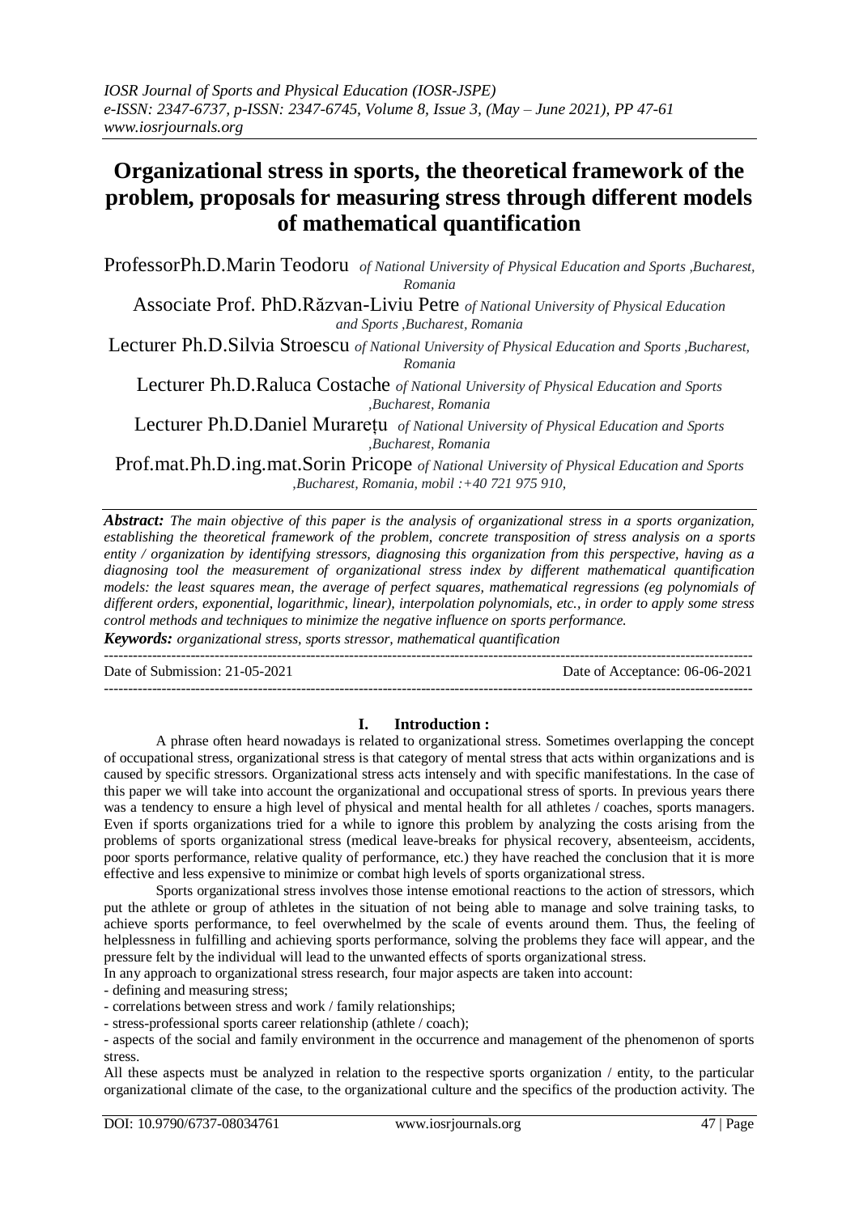# Organizational stress in sports, the theoretical framework of the problem, proposals for measuring stress through different models of mathematical quantification

ProfessorPh.D.Marin Teodoru *of National University of Physical Education and Sports ,Bucharest, Romania*

Associate Prof. PhD.Răzvan-Liviu Petre *of National University of Physical Education and Sports ,Bucharest, Romania*

Lecturer Ph.D.Silvia Stroescu *of National University of Physical Education and Sports ,Bucharest, Romania*

Lecturer Ph.D.Raluca Costache *of National University of Physical Education and Sports ,Bucharest, Romania*

Lecturer Ph.D.Daniel Murarețu *of National University of Physical Education and Sports ,Bucharest, Romania*

Prof.mat.Ph.D.ing.mat.Sorin Pricope *of National University of Physical Education and Sports ,Bucharest, Romania, mobil :+40 721 975 910,*

***Abstract:*** *The main objective of this paper is the analysis of organizational stress in a sports organization, establishing the theoretical framework of the problem, concrete transposition of stress analysis on a sports entity / organization by identifying stressors, diagnosing this organization from this perspective, having as a diagnosing tool the measurement of organizational stress index by different mathematical quantification models: the least squares mean, the average of perfect squares, mathematical regressions (eg polynomials of different orders, exponential, logarithmic, linear), interpolation polynomials, etc., in order to apply some stress control methods and techniques to minimize the negative influence on sports performance.*

***Keywords:*** *organizational stress, sports stressor, mathematical quantification*

Date of Submission: 21-05-2021 Date of Acceptance: 06-06-2021

## I. Introduction :

A phrase often heard nowadays is related to organizational stress. Sometimes overlapping the concept of occupational stress, organizational stress is that category of mental stress that acts within organizations and is caused by specific stressors. Organizational stress acts intensely and with specific manifestations. In the case of this paper we will take into account the organizational and occupational stress of sports. In previous years there was a tendency to ensure a high level of physical and mental health for all athletes / coaches, sports managers. Even if sports organizations tried for a while to ignore this problem by analyzing the costs arising from the problems of sports organizational stress (medical leave-breaks for physical recovery, absenteeism, accidents, poor sports performance, relative quality of performance, etc.) they have reached the conclusion that it is more effective and less expensive to minimize or combat high levels of sports organizational stress.

Sports organizational stress involves those intense emotional reactions to the action of stressors, which put the athlete or group of athletes in the situation of not being able to manage and solve training tasks, to achieve sports performance, to feel overwhelmed by the scale of events around them. Thus, the feeling of helplessness in fulfilling and achieving sports performance, solving the problems they face will appear, and the pressure felt by the individual will lead to the unwanted effects of sports organizational stress.

In any approach to organizational stress research, four major aspects are taken into account:

- defining and measuring stress;
- correlations between stress and work / family relationships;
- stress-professional sports career relationship (athlete / coach);
- aspects of the social and family environment in the occurrence and management of the phenomenon of sports stress.

All these aspects must be analyzed in relation to the respective sports organization / entity, to the particular organizational climate of the case, to the organizational culture and the specifics of the production activity. The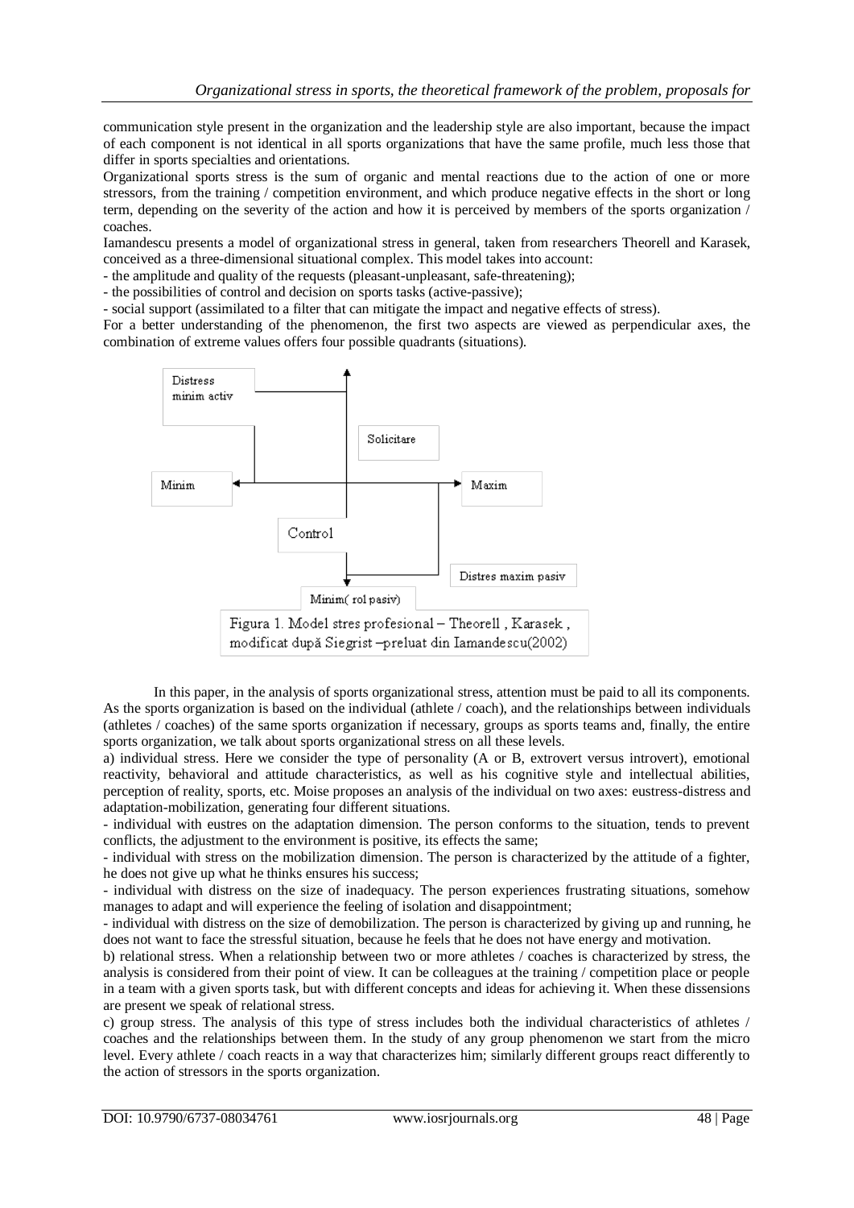communication style present in the organization and the leadership style are also important, because the impact of each component is not identical in all sports organizations that have the same profile, much less those that differ in sports specialties and orientations.

Organizational sports stress is the sum of organic and mental reactions due to the action of one or more stressors, from the training / competition environment, and which produce negative effects in the short or long term, depending on the severity of the action and how it is perceived by members of the sports organization / coaches.

Iamandescu presents a model of organizational stress in general, taken from researchers Theorell and Karasek, conceived as a three-dimensional situational complex. This model takes into account:

- the amplitude and quality of the requests (pleasant-unpleasant, safe-threatening);
- the possibilities of control and decision on sports tasks (active-passive);
- social support (assimilated to a filter that can mitigate the impact and negative effects of stress).

For a better understanding of the phenomenon, the first two aspects are viewed as perpendicular axes, the combination of extreme values offers four possible quadrants (situations).

Figura 1. Model stres profesional – Theorell , Karasek , modificat după Siegrist –preluat din Iamandescu(2002)

In this paper, in the analysis of sports organizational stress, attention must be paid to all its components. As the sports organization is based on the individual (athlete / coach), and the relationships between individuals (athletes / coaches) of the same sports organization if necessary, groups as sports teams and, finally, the entire sports organization, we talk about sports organizational stress on all these levels.

a) individual stress. Here we consider the type of personality (A or B, extrovert versus introvert), emotional reactivity, behavioral and attitude characteristics, as well as his cognitive style and intellectual abilities, perception of reality, sports, etc. Moise proposes an analysis of the individual on two axes: eustress-distress and adaptation-mobilization, generating four different situations.

- individual with eustres on the adaptation dimension. The person conforms to the situation, tends to prevent conflicts, the adjustment to the environment is positive, its effects the same;
- individual with stress on the mobilization dimension. The person is characterized by the attitude of a fighter, he does not give up what he thinks ensures his success;
- individual with distress on the size of inadequacy. The person experiences frustrating situations, somehow manages to adapt and will experience the feeling of isolation and disappointment;
- individual with distress on the size of demobilization. The person is characterized by giving up and running, he does not want to face the stressful situation, because he feels that he does not have energy and motivation.

b) relational stress. When a relationship between two or more athletes / coaches is characterized by stress, the analysis is considered from their point of view. It can be colleagues at the training / competition place or people in a team with a given sports task, but with different concepts and ideas for achieving it. When these dissensions are present we speak of relational stress.

c) group stress. The analysis of this type of stress includes both the individual characteristics of athletes / coaches and the relationships between them. In the study of any group phenomenon we start from the micro level. Every athlete / coach reacts in a way that characterizes him; similarly different groups react differently to the action of stressors in the sports organization.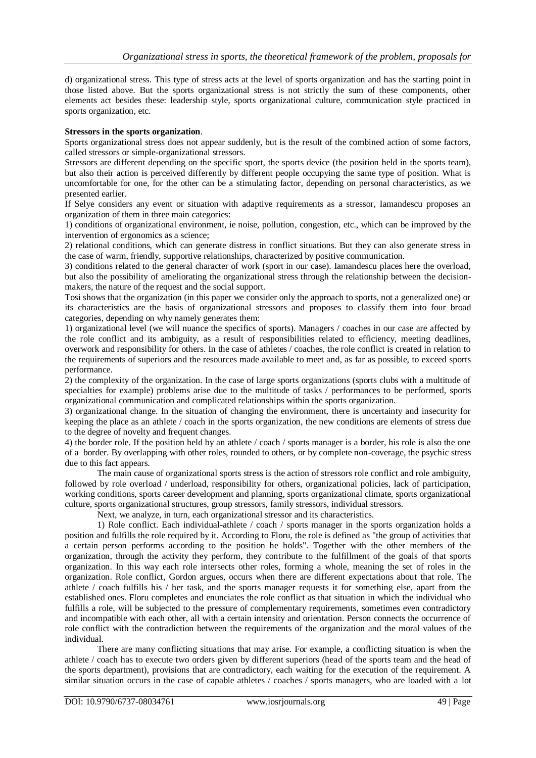d) organizational stress. This type of stress acts at the level of sports organization and has the starting point in those listed above. But the sports organizational stress is not strictly the sum of these components, other elements act besides these: leadership style, sports organizational culture, communication style practiced in sports organization, etc.

**Stressors in the sports organization**.

Sports organizational stress does not appear suddenly, but is the result of the combined action of some factors, called stressors or simple-organizational stressors.

Stressors are different depending on the specific sport, the sports device (the position held in the sports team), but also their action is perceived differently by different people occupying the same type of position. What is uncomfortable for one, for the other can be a stimulating factor, depending on personal characteristics, as we presented earlier.

If Selye considers any event or situation with adaptive requirements as a stressor, Iamandescu proposes an organization of them in three main categories:

1) conditions of organizational environment, ie noise, pollution, congestion, etc., which can be improved by the intervention of ergonomics as a science;

2) relational conditions, which can generate distress in conflict situations. But they can also generate stress in the case of warm, friendly, supportive relationships, characterized by positive communication.

3) conditions related to the general character of work (sport in our case). Iamandescu places here the overload, but also the possibility of ameliorating the organizational stress through the relationship between the decision-makers, the nature of the request and the social support.

Tosi shows that the organization (in this paper we consider only the approach to sports, not a generalized one) or its characteristics are the basis of organizational stressors and proposes to classify them into four broad categories, depending on why namely generates them:

1) organizational level (we will nuance the specifics of sports). Managers / coaches in our case are affected by the role conflict and its ambiguity, as a result of responsibilities related to efficiency, meeting deadlines, overwork and responsibility for others. In the case of athletes / coaches, the role conflict is created in relation to the requirements of superiors and the resources made available to meet and, as far as possible, to exceed sports performance.

2) the complexity of the organization. In the case of large sports organizations (sports clubs with a multitude of specialties for example) problems arise due to the multitude of tasks / performances to be performed, sports organizational communication and complicated relationships within the sports organization.

3) organizational change. In the situation of changing the environment, there is uncertainty and insecurity for keeping the place as an athlete / coach in the sports organization, the new conditions are elements of stress due to the degree of novelty and frequent changes.

4) the border role. If the position held by an athlete / coach / sports manager is a border, his role is also the one of a border. By overlapping with other roles, rounded to others, or by complete non-coverage, the psychic stress due to this fact appears.

The main cause of organizational sports stress is the action of stressors role conflict and role ambiguity, followed by role overload / underload, responsibility for others, organizational policies, lack of participation, working conditions, sports career development and planning, sports organizational climate, sports organizational culture, sports organizational structures, group stressors, family stressors, individual stressors.

Next, we analyze, in turn, each organizational stressor and its characteristics.

1) Role conflict. Each individual-athlete / coach / sports manager in the sports organization holds a position and fulfills the role required by it. According to Floru, the role is defined as "the group of activities that a certain person performs according to the position he holds". Together with the other members of the organization, through the activity they perform, they contribute to the fulfillment of the goals of that sports organization. In this way each role intersects other roles, forming a whole, meaning the set of roles in the organization. Role conflict, Gordon argues, occurs when there are different expectations about that role. The athlete / coach fulfills his / her task, and the sports manager requests it for something else, apart from the established ones. Floru completes and enunciates the role conflict as that situation in which the individual who fulfills a role, will be subjected to the pressure of complementary requirements, sometimes even contradictory and incompatible with each other, all with a certain intensity and orientation. Person connects the occurrence of role conflict with the contradiction between the requirements of the organization and the moral values of the individual.

There are many conflicting situations that may arise. For example, a conflicting situation is when the athlete / coach has to execute two orders given by different superiors (head of the sports team and the head of the sports department), provisions that are contradictory, each waiting for the execution of the requirement. A similar situation occurs in the case of capable athletes / coaches / sports managers, who are loaded with a lot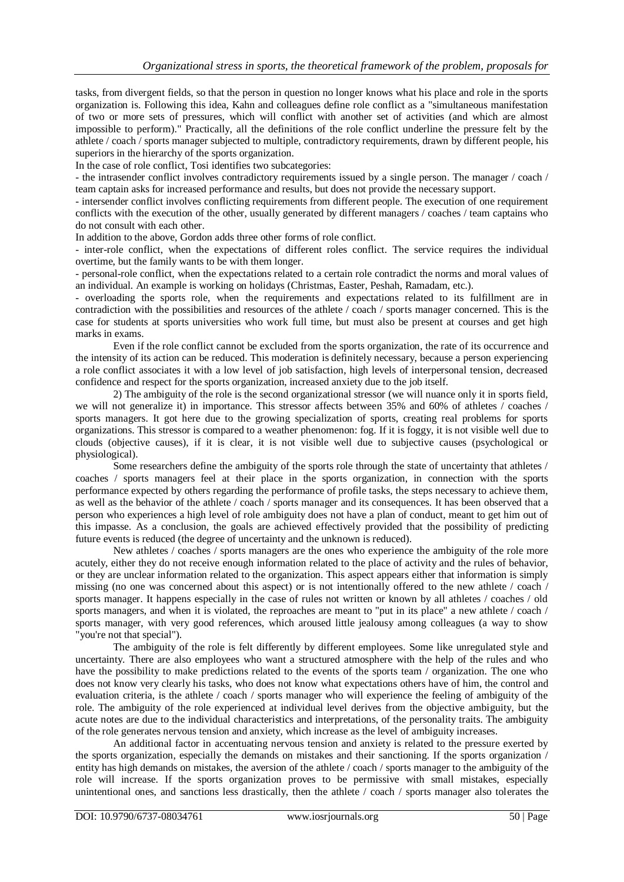tasks, from divergent fields, so that the person in question no longer knows what his place and role in the sports organization is. Following this idea, Kahn and colleagues define role conflict as a "simultaneous manifestation of two or more sets of pressures, which will conflict with another set of activities (and which are almost impossible to perform)." Practically, all the definitions of the role conflict underline the pressure felt by the athlete / coach / sports manager subjected to multiple, contradictory requirements, drawn by different people, his superiors in the hierarchy of the sports organization.

In the case of role conflict, Tosi identifies two subcategories:

- the intrasender conflict involves contradictory requirements issued by a single person. The manager / coach / team captain asks for increased performance and results, but does not provide the necessary support.
- intersender conflict involves conflicting requirements from different people. The execution of one requirement conflicts with the execution of the other, usually generated by different managers / coaches / team captains who do not consult with each other.

In addition to the above, Gordon adds three other forms of role conflict.

- inter-role conflict, when the expectations of different roles conflict. The service requires the individual overtime, but the family wants to be with them longer.
- personal-role conflict, when the expectations related to a certain role contradict the norms and moral values of an individual. An example is working on holidays (Christmas, Easter, Peshah, Ramadam, etc.).
- overloading the sports role, when the requirements and expectations related to its fulfillment are in contradiction with the possibilities and resources of the athlete / coach / sports manager concerned. This is the case for students at sports universities who work full time, but must also be present at courses and get high marks in exams.

Even if the role conflict cannot be excluded from the sports organization, the rate of its occurrence and the intensity of its action can be reduced. This moderation is definitely necessary, because a person experiencing a role conflict associates it with a low level of job satisfaction, high levels of interpersonal tension, decreased confidence and respect for the sports organization, increased anxiety due to the job itself.

2) The ambiguity of the role is the second organizational stressor (we will nuance only it in sports field, we will not generalize it) in importance. This stressor affects between 35% and 60% of athletes / coaches / sports managers. It got here due to the growing specialization of sports, creating real problems for sports organizations. This stressor is compared to a weather phenomenon: fog. If it is foggy, it is not visible well due to clouds (objective causes), if it is clear, it is not visible well due to subjective causes (psychological or physiological).

Some researchers define the ambiguity of the sports role through the state of uncertainty that athletes / coaches / sports managers feel at their place in the sports organization, in connection with the sports performance expected by others regarding the performance of profile tasks, the steps necessary to achieve them, as well as the behavior of the athlete / coach / sports manager and its consequences. It has been observed that a person who experiences a high level of role ambiguity does not have a plan of conduct, meant to get him out of this impasse. As a conclusion, the goals are achieved effectively provided that the possibility of predicting future events is reduced (the degree of uncertainty and the unknown is reduced).

New athletes / coaches / sports managers are the ones who experience the ambiguity of the role more acutely, either they do not receive enough information related to the place of activity and the rules of behavior, or they are unclear information related to the organization. This aspect appears either that information is simply missing (no one was concerned about this aspect) or is not intentionally offered to the new athlete / coach / sports manager. It happens especially in the case of rules not written or known by all athletes / coaches / old sports managers, and when it is violated, the reproaches are meant to "put in its place" a new athlete / coach / sports manager, with very good references, which aroused little jealousy among colleagues (a way to show "you're not that special").

The ambiguity of the role is felt differently by different employees. Some like unregulated style and uncertainty. There are also employees who want a structured atmosphere with the help of the rules and who have the possibility to make predictions related to the events of the sports team / organization. The one who does not know very clearly his tasks, who does not know what expectations others have of him, the control and evaluation criteria, is the athlete / coach / sports manager who will experience the feeling of ambiguity of the role. The ambiguity of the role experienced at individual level derives from the objective ambiguity, but the acute notes are due to the individual characteristics and interpretations, of the personality traits. The ambiguity of the role generates nervous tension and anxiety, which increase as the level of ambiguity increases.

An additional factor in accentuating nervous tension and anxiety is related to the pressure exerted by the sports organization, especially the demands on mistakes and their sanctioning. If the sports organization / entity has high demands on mistakes, the aversion of the athlete / coach / sports manager to the ambiguity of the role will increase. If the sports organization proves to be permissive with small mistakes, especially unintentional ones, and sanctions less drastically, then the athlete / coach / sports manager also tolerates the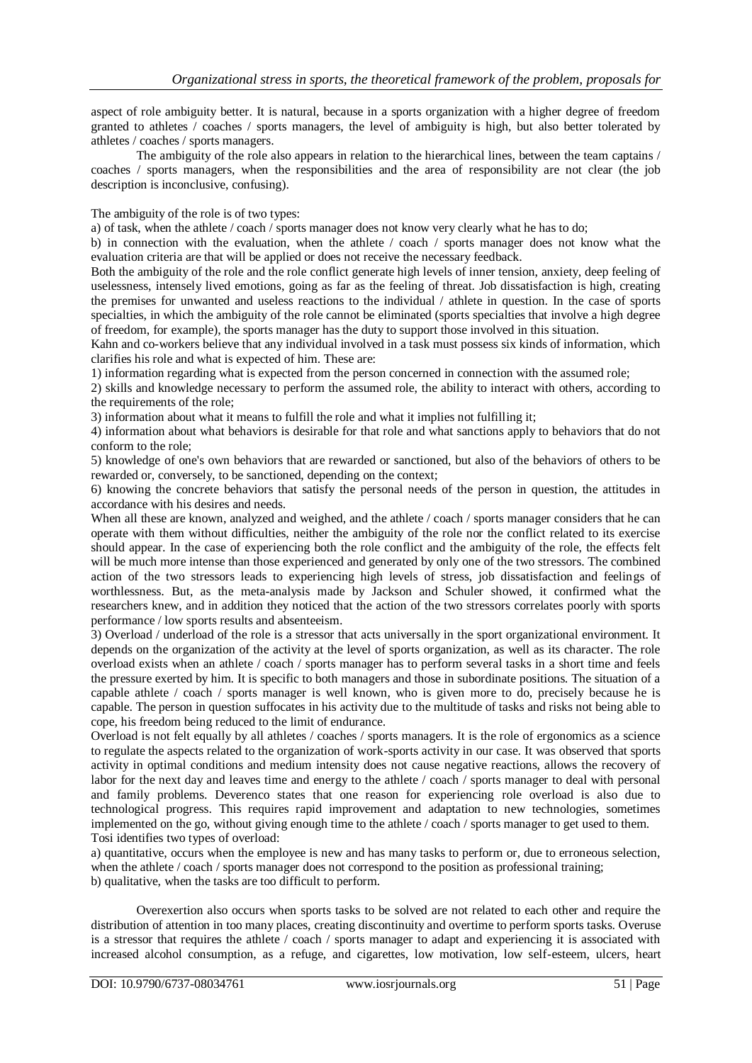aspect of role ambiguity better. It is natural, because in a sports organization with a higher degree of freedom granted to athletes / coaches / sports managers, the level of ambiguity is high, but also better tolerated by athletes / coaches / sports managers.

The ambiguity of the role also appears in relation to the hierarchical lines, between the team captains / coaches / sports managers, when the responsibilities and the area of responsibility are not clear (the job description is inconclusive, confusing).

The ambiguity of the role is of two types:

a) of task, when the athlete / coach / sports manager does not know very clearly what he has to do;

b) in connection with the evaluation, when the athlete / coach / sports manager does not know what the evaluation criteria are that will be applied or does not receive the necessary feedback.

Both the ambiguity of the role and the role conflict generate high levels of inner tension, anxiety, deep feeling of uselessness, intensely lived emotions, going as far as the feeling of threat. Job dissatisfaction is high, creating the premises for unwanted and useless reactions to the individual / athlete in question. In the case of sports specialties, in which the ambiguity of the role cannot be eliminated (sports specialties that involve a high degree of freedom, for example), the sports manager has the duty to support those involved in this situation.

Kahn and co-workers believe that any individual involved in a task must possess six kinds of information, which clarifies his role and what is expected of him. These are:

1) information regarding what is expected from the person concerned in connection with the assumed role;

2) skills and knowledge necessary to perform the assumed role, the ability to interact with others, according to the requirements of the role;

3) information about what it means to fulfill the role and what it implies not fulfilling it;

4) information about what behaviors is desirable for that role and what sanctions apply to behaviors that do not conform to the role;

5) knowledge of one's own behaviors that are rewarded or sanctioned, but also of the behaviors of others to be rewarded or, conversely, to be sanctioned, depending on the context;

6) knowing the concrete behaviors that satisfy the personal needs of the person in question, the attitudes in accordance with his desires and needs.

When all these are known, analyzed and weighed, and the athlete / coach / sports manager considers that he can operate with them without difficulties, neither the ambiguity of the role nor the conflict related to its exercise should appear. In the case of experiencing both the role conflict and the ambiguity of the role, the effects felt will be much more intense than those experienced and generated by only one of the two stressors. The combined action of the two stressors leads to experiencing high levels of stress, job dissatisfaction and feelings of worthlessness. But, as the meta-analysis made by Jackson and Schuler showed, it confirmed what the researchers knew, and in addition they noticed that the action of the two stressors correlates poorly with sports performance / low sports results and absenteeism.

3) Overload / underload of the role is a stressor that acts universally in the sport organizational environment. It depends on the organization of the activity at the level of sports organization, as well as its character. The role overload exists when an athlete / coach / sports manager has to perform several tasks in a short time and feels the pressure exerted by him. It is specific to both managers and those in subordinate positions. The situation of a capable athlete / coach / sports manager is well known, who is given more to do, precisely because he is capable. The person in question suffocates in his activity due to the multitude of tasks and risks not being able to cope, his freedom being reduced to the limit of endurance.

Overload is not felt equally by all athletes / coaches / sports managers. It is the role of ergonomics as a science to regulate the aspects related to the organization of work-sports activity in our case. It was observed that sports activity in optimal conditions and medium intensity does not cause negative reactions, allows the recovery of labor for the next day and leaves time and energy to the athlete / coach / sports manager to deal with personal and family problems. Deverenco states that one reason for experiencing role overload is also due to technological progress. This requires rapid improvement and adaptation to new technologies, sometimes implemented on the go, without giving enough time to the athlete / coach / sports manager to get used to them.

Tosi identifies two types of overload:

a) quantitative, occurs when the employee is new and has many tasks to perform or, due to erroneous selection, when the athlete / coach / sports manager does not correspond to the position as professional training;

b) qualitative, when the tasks are too difficult to perform.

Overexertion also occurs when sports tasks to be solved are not related to each other and require the distribution of attention in too many places, creating discontinuity and overtime to perform sports tasks. Overuse is a stressor that requires the athlete / coach / sports manager to adapt and experiencing it is associated with increased alcohol consumption, as a refuge, and cigarettes, low motivation, low self-esteem, ulcers, heart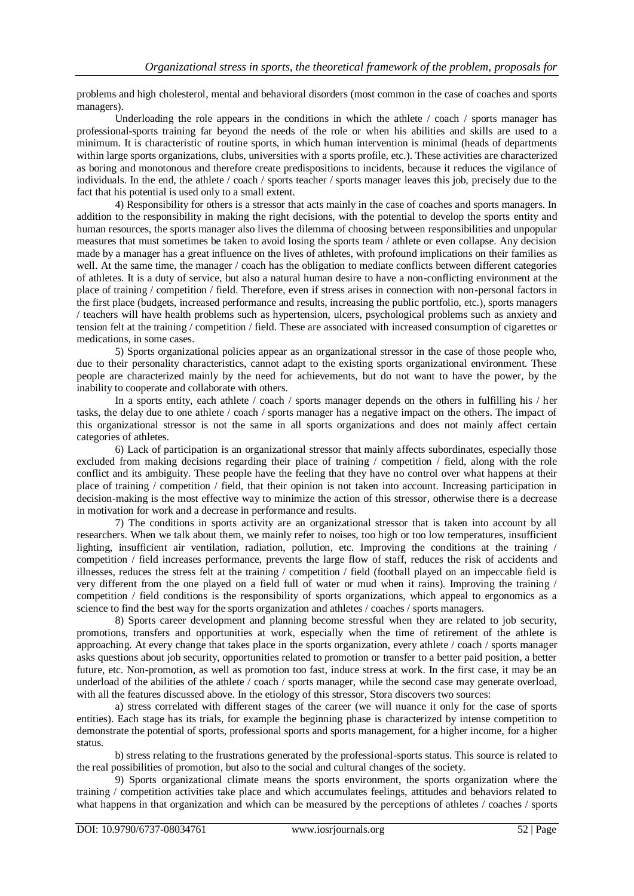problems and high cholesterol, mental and behavioral disorders (most common in the case of coaches and sports managers).

Underloading the role appears in the conditions in which the athlete / coach / sports manager has professional-sports training far beyond the needs of the role or when his abilities and skills are used to a minimum. It is characteristic of routine sports, in which human intervention is minimal (heads of departments within large sports organizations, clubs, universities with a sports profile, etc.). These activities are characterized as boring and monotonous and therefore create predispositions to incidents, because it reduces the vigilance of individuals. In the end, the athlete / coach / sports teacher / sports manager leaves this job, precisely due to the fact that his potential is used only to a small extent.

4) Responsibility for others is a stressor that acts mainly in the case of coaches and sports managers. In addition to the responsibility in making the right decisions, with the potential to develop the sports entity and human resources, the sports manager also lives the dilemma of choosing between responsibilities and unpopular measures that must sometimes be taken to avoid losing the sports team / athlete or even collapse. Any decision made by a manager has a great influence on the lives of athletes, with profound implications on their families as well. At the same time, the manager / coach has the obligation to mediate conflicts between different categories of athletes. It is a duty of service, but also a natural human desire to have a non-conflicting environment at the place of training / competition / field. Therefore, even if stress arises in connection with non-personal factors in the first place (budgets, increased performance and results, increasing the public portfolio, etc.), sports managers / teachers will have health problems such as hypertension, ulcers, psychological problems such as anxiety and tension felt at the training / competition / field. These are associated with increased consumption of cigarettes or medications, in some cases.

5) Sports organizational policies appear as an organizational stressor in the case of those people who, due to their personality characteristics, cannot adapt to the existing sports organizational environment. These people are characterized mainly by the need for achievements, but do not want to have the power, by the inability to cooperate and collaborate with others.

In a sports entity, each athlete / coach / sports manager depends on the others in fulfilling his / her tasks, the delay due to one athlete / coach / sports manager has a negative impact on the others. The impact of this organizational stressor is not the same in all sports organizations and does not mainly affect certain categories of athletes.

6) Lack of participation is an organizational stressor that mainly affects subordinates, especially those excluded from making decisions regarding their place of training / competition / field, along with the role conflict and its ambiguity. These people have the feeling that they have no control over what happens at their place of training / competition / field, that their opinion is not taken into account. Increasing participation in decision-making is the most effective way to minimize the action of this stressor, otherwise there is a decrease in motivation for work and a decrease in performance and results.

7) The conditions in sports activity are an organizational stressor that is taken into account by all researchers. When we talk about them, we mainly refer to noises, too high or too low temperatures, insufficient lighting, insufficient air ventilation, radiation, pollution, etc. Improving the conditions at the training / competition / field increases performance, prevents the large flow of staff, reduces the risk of accidents and illnesses, reduces the stress felt at the training / competition / field (football played on an impeccable field is very different from the one played on a field full of water or mud when it rains). Improving the training / competition / field conditions is the responsibility of sports organizations, which appeal to ergonomics as a science to find the best way for the sports organization and athletes / coaches / sports managers.

8) Sports career development and planning become stressful when they are related to job security, promotions, transfers and opportunities at work, especially when the time of retirement of the athlete is approaching. At every change that takes place in the sports organization, every athlete / coach / sports manager asks questions about job security, opportunities related to promotion or transfer to a better paid position, a better future, etc. Non-promotion, as well as promotion too fast, induce stress at work. In the first case, it may be an underload of the abilities of the athlete / coach / sports manager, while the second case may generate overload, with all the features discussed above. In the etiology of this stressor, Stora discovers two sources:

a) stress correlated with different stages of the career (we will nuance it only for the case of sports entities). Each stage has its trials, for example the beginning phase is characterized by intense competition to demonstrate the potential of sports, professional sports and sports management, for a higher income, for a higher status.

b) stress relating to the frustrations generated by the professional-sports status. This source is related to the real possibilities of promotion, but also to the social and cultural changes of the society.

9) Sports organizational climate means the sports environment, the sports organization where the training / competition activities take place and which accumulates feelings, attitudes and behaviors related to what happens in that organization and which can be measured by the perceptions of athletes / coaches / sports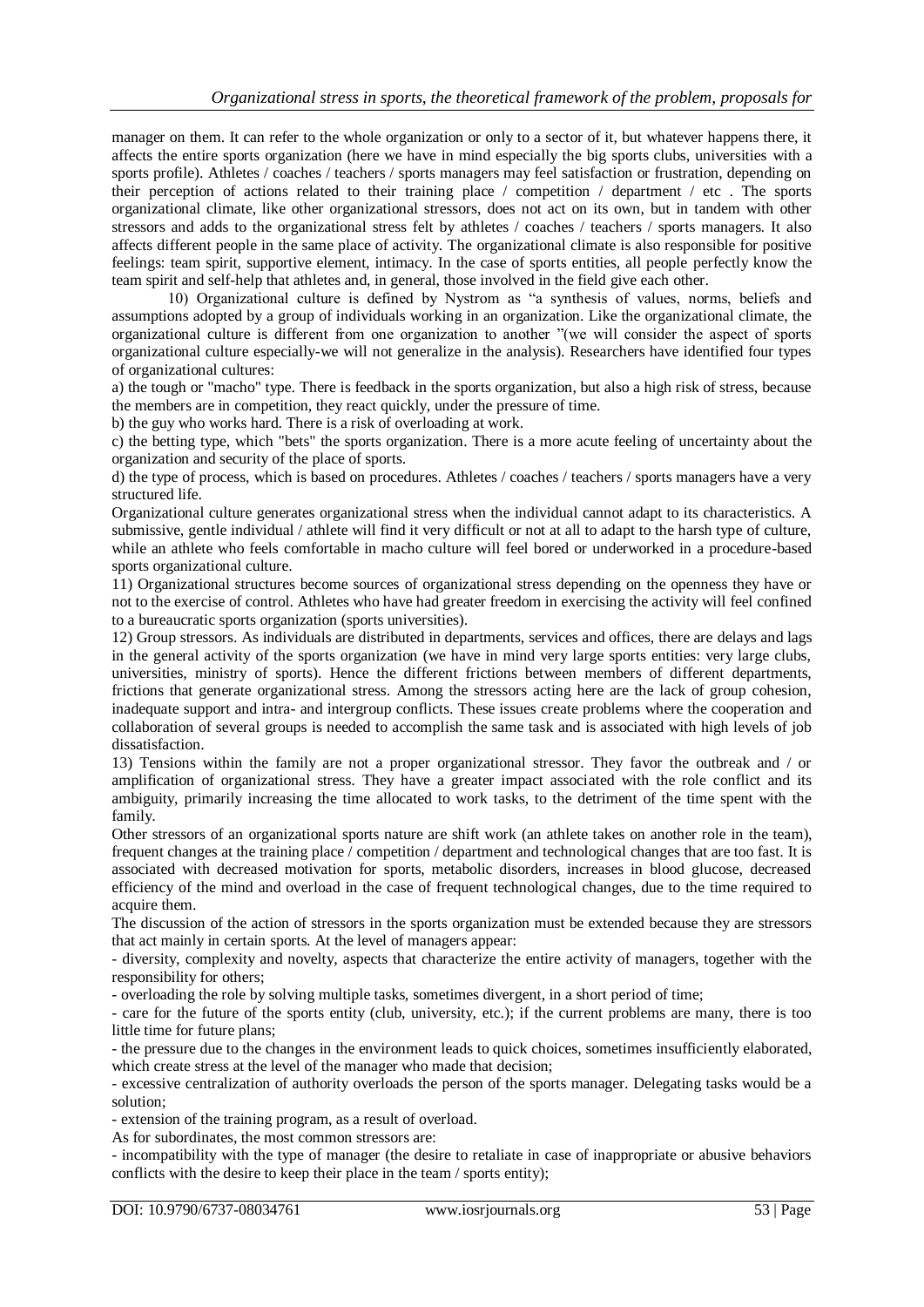manager on them. It can refer to the whole organization or only to a sector of it, but whatever happens there, it affects the entire sports organization (here we have in mind especially the big sports clubs, universities with a sports profile). Athletes / coaches / teachers / sports managers may feel satisfaction or frustration, depending on their perception of actions related to their training place / competition / department / etc . The sports organizational climate, like other organizational stressors, does not act on its own, but in tandem with other stressors and adds to the organizational stress felt by athletes / coaches / teachers / sports managers. It also affects different people in the same place of activity. The organizational climate is also responsible for positive feelings: team spirit, supportive element, intimacy. In the case of sports entities, all people perfectly know the team spirit and self-help that athletes and, in general, those involved in the field give each other.

10) Organizational culture is defined by Nystrom as "a synthesis of values, norms, beliefs and assumptions adopted by a group of individuals working in an organization. Like the organizational climate, the organizational culture is different from one organization to another "(we will consider the aspect of sports organizational culture especially-we will not generalize in the analysis). Researchers have identified four types of organizational cultures:

a) the tough or "macho" type. There is feedback in the sports organization, but also a high risk of stress, because the members are in competition, they react quickly, under the pressure of time.

b) the guy who works hard. There is a risk of overloading at work.

c) the betting type, which "bets" the sports organization. There is a more acute feeling of uncertainty about the organization and security of the place of sports.

d) the type of process, which is based on procedures. Athletes / coaches / teachers / sports managers have a very structured life.

Organizational culture generates organizational stress when the individual cannot adapt to its characteristics. A submissive, gentle individual / athlete will find it very difficult or not at all to adapt to the harsh type of culture, while an athlete who feels comfortable in macho culture will feel bored or underworked in a procedure-based sports organizational culture.

11) Organizational structures become sources of organizational stress depending on the openness they have or not to the exercise of control. Athletes who have had greater freedom in exercising the activity will feel confined to a bureaucratic sports organization (sports universities).

12) Group stressors. As individuals are distributed in departments, services and offices, there are delays and lags in the general activity of the sports organization (we have in mind very large sports entities: very large clubs, universities, ministry of sports). Hence the different frictions between members of different departments, frictions that generate organizational stress. Among the stressors acting here are the lack of group cohesion, inadequate support and intra- and intergroup conflicts. These issues create problems where the cooperation and collaboration of several groups is needed to accomplish the same task and is associated with high levels of job dissatisfaction.

13) Tensions within the family are not a proper organizational stressor. They favor the outbreak and / or amplification of organizational stress. They have a greater impact associated with the role conflict and its ambiguity, primarily increasing the time allocated to work tasks, to the detriment of the time spent with the family.

Other stressors of an organizational sports nature are shift work (an athlete takes on another role in the team), frequent changes at the training place / competition / department and technological changes that are too fast. It is associated with decreased motivation for sports, metabolic disorders, increases in blood glucose, decreased efficiency of the mind and overload in the case of frequent technological changes, due to the time required to acquire them.

The discussion of the action of stressors in the sports organization must be extended because they are stressors that act mainly in certain sports. At the level of managers appear:

- diversity, complexity and novelty, aspects that characterize the entire activity of managers, together with the responsibility for others;
- overloading the role by solving multiple tasks, sometimes divergent, in a short period of time;
- care for the future of the sports entity (club, university, etc.); if the current problems are many, there is too little time for future plans;
- the pressure due to the changes in the environment leads to quick choices, sometimes insufficiently elaborated, which create stress at the level of the manager who made that decision;
- excessive centralization of authority overloads the person of the sports manager. Delegating tasks would be a solution;
- extension of the training program, as a result of overload.

As for subordinates, the most common stressors are:

- incompatibility with the type of manager (the desire to retaliate in case of inappropriate or abusive behaviors conflicts with the desire to keep their place in the team / sports entity);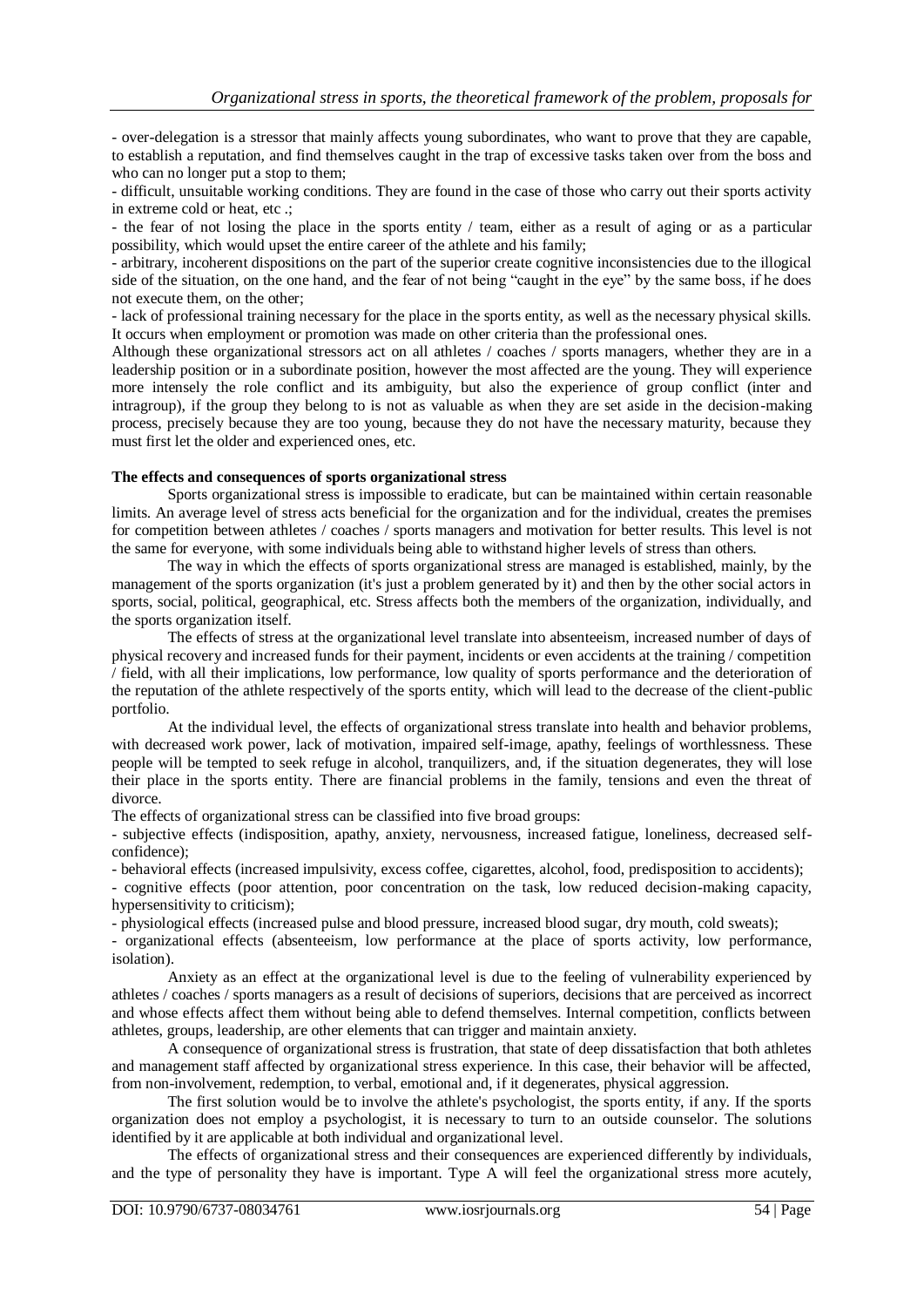- over-delegation is a stressor that mainly affects young subordinates, who want to prove that they are capable, to establish a reputation, and find themselves caught in the trap of excessive tasks taken over from the boss and who can no longer put a stop to them;

- difficult, unsuitable working conditions. They are found in the case of those who carry out their sports activity in extreme cold or heat, etc .;

- the fear of not losing the place in the sports entity / team, either as a result of aging or as a particular possibility, which would upset the entire career of the athlete and his family;

- arbitrary, incoherent dispositions on the part of the superior create cognitive inconsistencies due to the illogical side of the situation, on the one hand, and the fear of not being "caught in the eye" by the same boss, if he does not execute them, on the other;

- lack of professional training necessary for the place in the sports entity, as well as the necessary physical skills. It occurs when employment or promotion was made on other criteria than the professional ones.

Although these organizational stressors act on all athletes / coaches / sports managers, whether they are in a leadership position or in a subordinate position, however the most affected are the young. They will experience more intensely the role conflict and its ambiguity, but also the experience of group conflict (inter and intragroup), if the group they belong to is not as valuable as when they are set aside in the decision-making process, precisely because they are too young, because they do not have the necessary maturity, because they must first let the older and experienced ones, etc.

**The effects and consequences of sports organizational stress**

Sports organizational stress is impossible to eradicate, but can be maintained within certain reasonable limits. An average level of stress acts beneficial for the organization and for the individual, creates the premises for competition between athletes / coaches / sports managers and motivation for better results. This level is not the same for everyone, with some individuals being able to withstand higher levels of stress than others.

The way in which the effects of sports organizational stress are managed is established, mainly, by the management of the sports organization (it's just a problem generated by it) and then by the other social actors in sports, social, political, geographical, etc. Stress affects both the members of the organization, individually, and the sports organization itself.

The effects of stress at the organizational level translate into absenteeism, increased number of days of physical recovery and increased funds for their payment, incidents or even accidents at the training / competition / field, with all their implications, low performance, low quality of sports performance and the deterioration of the reputation of the athlete respectively of the sports entity, which will lead to the decrease of the client-public portfolio.

At the individual level, the effects of organizational stress translate into health and behavior problems, with decreased work power, lack of motivation, impaired self-image, apathy, feelings of worthlessness. These people will be tempted to seek refuge in alcohol, tranquilizers, and, if the situation degenerates, they will lose their place in the sports entity. There are financial problems in the family, tensions and even the threat of divorce.

The effects of organizational stress can be classified into five broad groups:

- subjective effects (indisposition, apathy, anxiety, nervousness, increased fatigue, loneliness, decreased self-confidence);
- behavioral effects (increased impulsivity, excess coffee, cigarettes, alcohol, food, predisposition to accidents);
- cognitive effects (poor attention, poor concentration on the task, low reduced decision-making capacity, hypersensitivity to criticism);
- physiological effects (increased pulse and blood pressure, increased blood sugar, dry mouth, cold sweats);
- organizational effects (absenteeism, low performance at the place of sports activity, low performance, isolation).

Anxiety as an effect at the organizational level is due to the feeling of vulnerability experienced by athletes / coaches / sports managers as a result of decisions of superiors, decisions that are perceived as incorrect and whose effects affect them without being able to defend themselves. Internal competition, conflicts between athletes, groups, leadership, are other elements that can trigger and maintain anxiety.

A consequence of organizational stress is frustration, that state of deep dissatisfaction that both athletes and management staff affected by organizational stress experience. In this case, their behavior will be affected, from non-involvement, redemption, to verbal, emotional and, if it degenerates, physical aggression.

The first solution would be to involve the athlete's psychologist, the sports entity, if any. If the sports organization does not employ a psychologist, it is necessary to turn to an outside counselor. The solutions identified by it are applicable at both individual and organizational level.

The effects of organizational stress and their consequences are experienced differently by individuals, and the type of personality they have is important. Type A will feel the organizational stress more acutely,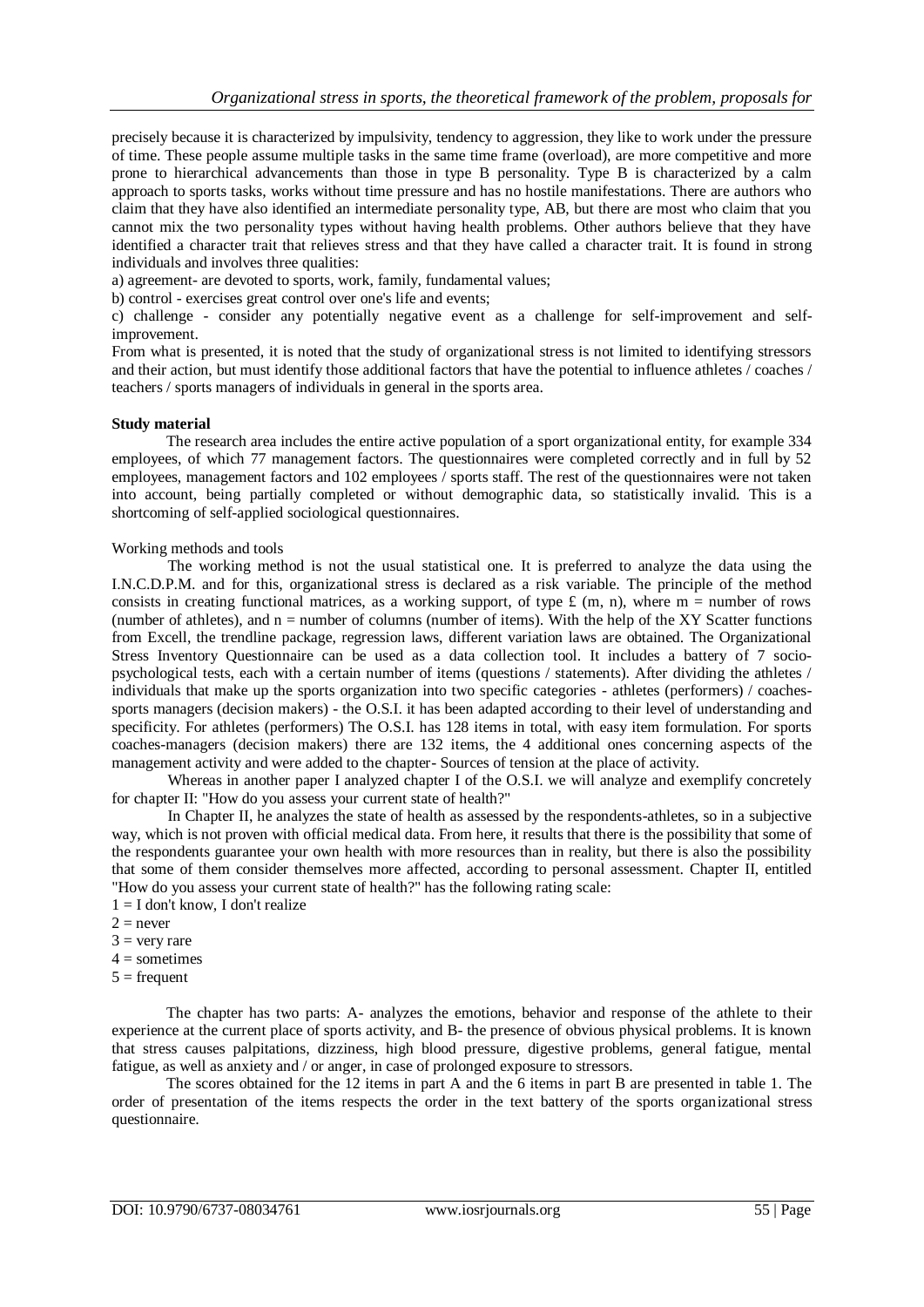precisely because it is characterized by impulsivity, tendency to aggression, they like to work under the pressure of time. These people assume multiple tasks in the same time frame (overload), are more competitive and more prone to hierarchical advancements than those in type B personality. Type B is characterized by a calm approach to sports tasks, works without time pressure and has no hostile manifestations. There are authors who claim that they have also identified an intermediate personality type, AB, but there are most who claim that you cannot mix the two personality types without having health problems. Other authors believe that they have identified a character trait that relieves stress and that they have called a character trait. It is found in strong individuals and involves three qualities:

a) agreement- are devoted to sports, work, family, fundamental values;

b) control - exercises great control over one's life and events;

c) challenge - consider any potentially negative event as a challenge for self-improvement and self-improvement.

From what is presented, it is noted that the study of organizational stress is not limited to identifying stressors and their action, but must identify those additional factors that have the potential to influence athletes / coaches / teachers / sports managers of individuals in general in the sports area.

**Study material**

The research area includes the entire active population of a sport organizational entity, for example 334 employees, of which 77 management factors. The questionnaires were completed correctly and in full by 52 employees, management factors and 102 employees / sports staff. The rest of the questionnaires were not taken into account, being partially completed or without demographic data, so statistically invalid. This is a shortcoming of self-applied sociological questionnaires.

Working methods and tools

The working method is not the usual statistical one. It is preferred to analyze the data using the I.N.C.D.P.M. and for this, organizational stress is declared as a risk variable. The principle of the method consists in creating functional matrices, as a working support, of type £ (m, n), where m = number of rows (number of athletes), and n = number of columns (number of items). With the help of the XY Scatter functions from Excell, the trendline package, regression laws, different variation laws are obtained. The Organizational Stress Inventory Questionnaire can be used as a data collection tool. It includes a battery of 7 socio-psychological tests, each with a certain number of items (questions / statements). After dividing the athletes / individuals that make up the sports organization into two specific categories - athletes (performers) / coaches-sports managers (decision makers) - the O.S.I. it has been adapted according to their level of understanding and specificity. For athletes (performers) The O.S.I. has 128 items in total, with easy item formulation. For sports coaches-managers (decision makers) there are 132 items, the 4 additional ones concerning aspects of the management activity and were added to the chapter- Sources of tension at the place of activity.

Whereas in another paper I analyzed chapter I of the O.S.I. we will analyze and exemplify concretely for chapter II: "How do you assess your current state of health?"

In Chapter II, he analyzes the state of health as assessed by the respondents-athletes, so in a subjective way, which is not proven with official medical data. From here, it results that there is the possibility that some of the respondents guarantee your own health with more resources than in reality, but there is also the possibility that some of them consider themselves more affected, according to personal assessment. Chapter II, entitled "How do you assess your current state of health?" has the following rating scale:

1 = I don't know, I don't realize
2 = never
3 = very rare
4 = sometimes
5 = frequent

The chapter has two parts: A- analyzes the emotions, behavior and response of the athlete to their experience at the current place of sports activity, and B- the presence of obvious physical problems. It is known that stress causes palpitations, dizziness, high blood pressure, digestive problems, general fatigue, mental fatigue, as well as anxiety and / or anger, in case of prolonged exposure to stressors.

The scores obtained for the 12 items in part A and the 6 items in part B are presented in table 1. The order of presentation of the items respects the order in the text battery of the sports organizational stress questionnaire.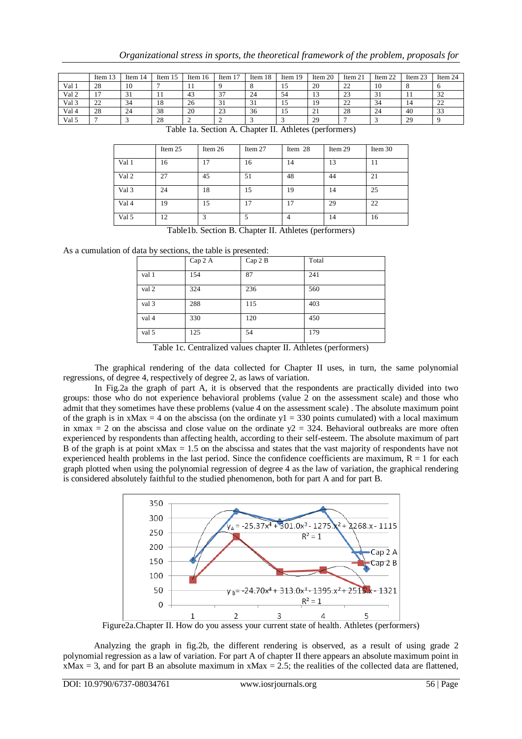|  | Item 13 | Item 14 | Item 15 | Item 16 | Item 17 | Item 18 | Item 19 | Item 20 | Item 21 | Item 22 | Item 23 | Item 24 |
|---|---|---|---|---|---|---|---|---|---|---|---|---|
| Val 1 | 28 | 10 | 7 | 11 | 9 | 8 | 15 | 20 | 22 | 10 | 8 | 6 |
| Val 2 | 17 | 31 | 11 | 43 | 37 | 24 | 54 | 13 | 23 | 31 | 11 | 32 |
| Val 3 | 22 | 34 | 18 | 26 | 31 | 31 | 15 | 19 | 22 | 34 | 14 | 22 |
| Val 4 | 28 | 24 | 38 | 20 | 23 | 36 | 15 | 21 | 28 | 24 | 40 | 33 |
| Val 5 | 7 | 3 | 28 | 2 | 2 | 3 | 3 | 29 | 7 | 3 | 29 | 9 |

Table 1a. Section A. Chapter II. Athletes (performers)

|  | Item 25 | Item 26 | Item 27 | Item 28 | Item 29 | Item 30 |
|---|---|---|---|---|---|---|
| Val 1 | 16 | 17 | 16 | 14 | 13 | 11 |
| Val 2 | 27 | 45 | 51 | 48 | 44 | 21 |
| Val 3 | 24 | 18 | 15 | 19 | 14 | 25 |
| Val 4 | 19 | 15 | 17 | 17 | 29 | 22 |
| Val 5 | 12 | 3 | 5 | 4 | 14 | 16 |

Table1b. Section B. Chapter II. Athletes (performers)

As a cumulation of data by sections, the table is presented:

|  | Cap 2 A | Cap 2 B | Total |
|---|---|---|---|
| val 1 | 154 | 87 | 241 |
| val 2 | 324 | 236 | 560 |
| val 3 | 288 | 115 | 403 |
| val 4 | 330 | 120 | 450 |
| val 5 | 125 | 54 | 179 |

Table 1c. Centralized values chapter II. Athletes (performers)

The graphical rendering of the data collected for Chapter II uses, in turn, the same polynomial regressions, of degree 4, respectively of degree 2, as laws of variation.

In Fig.2a the graph of part A, it is observed that the respondents are practically divided into two groups: those who do not experience behavioral problems (value 2 on the assessment scale) and those who admit that they sometimes have these problems (value 4 on the assessment scale) . The absolute maximum point of the graph is in $xMax = 4$ on the abscissa (on the ordinate $y1 = 330$ points cumulated) with a local maximum in $xmax = 2$ on the abscissa and close value on the ordinate $y2 = 324$. Behavioral outbreaks are more often experienced by respondents than affecting health, according to their self-esteem. The absolute maximum of part B of the graph is at point $xMax = 1.5$ on the abscissa and states that the vast majority of respondents have not experienced health problems in the last period. Since the confidence coefficients are maximum, $R = 1$ for each graph plotted when using the polynomial regression of degree 4 as the law of variation, the graphical rendering is considered absolutely faithful to the studied phenomenon, both for part A and for part B.

Figure2a.Chapter II. How do you assess your current state of health. Athletes (performers)

Analyzing the graph in fig.2b, the different rendering is observed, as a result of using grade 2 polynomial regression as a law of variation. For part A of chapter II there appears an absolute maximum point in $xMax = 3$, and for part B an absolute maximum in $xMax = 2.5$; the realities of the collected data are flattened,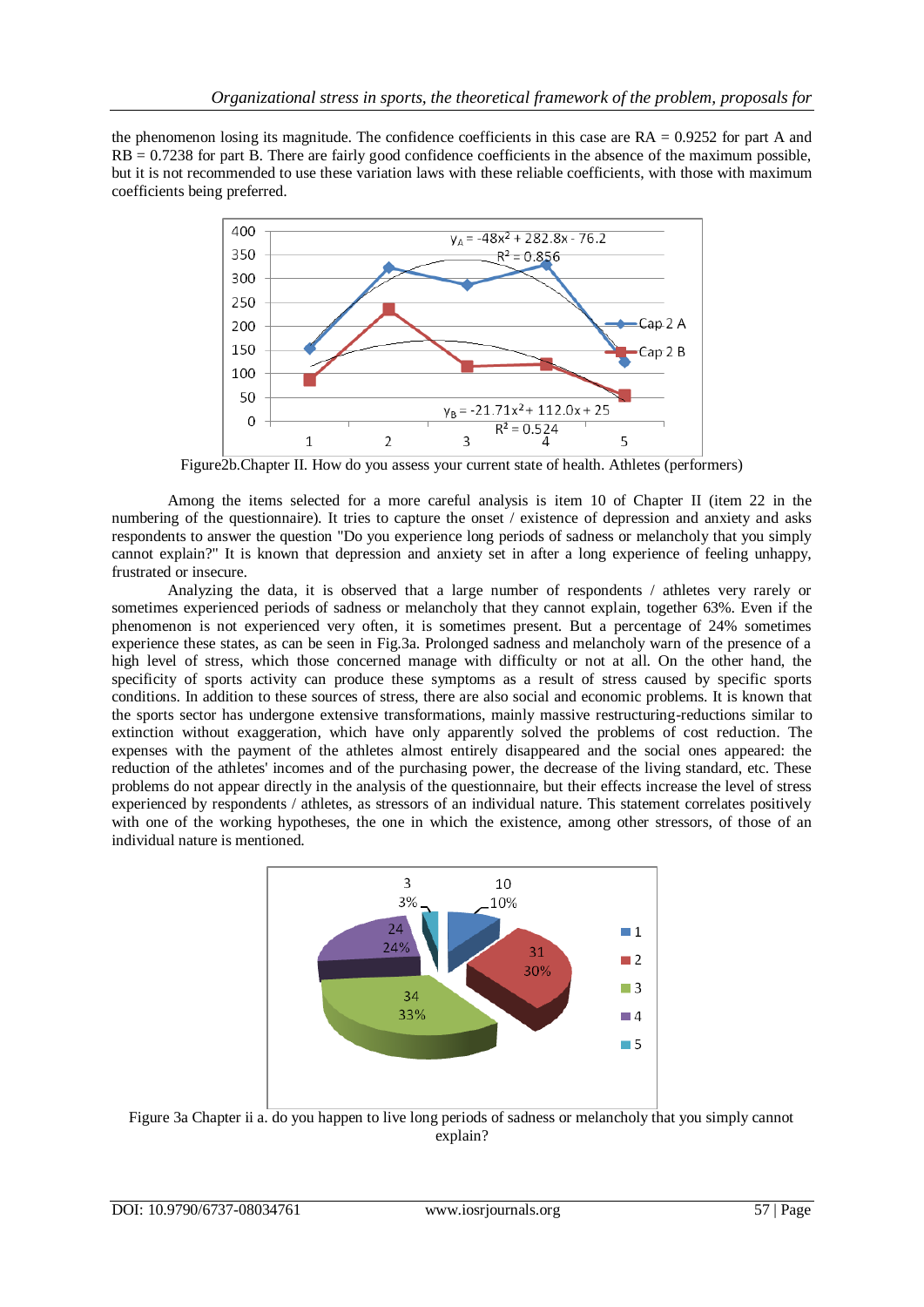the phenomenon losing its magnitude. The confidence coefficients in this case are RA = 0.9252 for part A and RB = 0.7238 for part B. There are fairly good confidence coefficients in the absence of the maximum possible, but it is not recommended to use these variation laws with these reliable coefficients, with those with maximum coefficients being preferred.

Figure2b.Chapter II. How do you assess your current state of health. Athletes (performers)

Among the items selected for a more careful analysis is item 10 of Chapter II (item 22 in the numbering of the questionnaire). It tries to capture the onset / existence of depression and anxiety and asks respondents to answer the question "Do you experience long periods of sadness or melancholy that you simply cannot explain?" It is known that depression and anxiety set in after a long experience of feeling unhappy, frustrated or insecure.

Analyzing the data, it is observed that a large number of respondents / athletes very rarely or sometimes experienced periods of sadness or melancholy that they cannot explain, together 63%. Even if the phenomenon is not experienced very often, it is sometimes present. But a percentage of 24% sometimes experience these states, as can be seen in Fig.3a. Prolonged sadness and melancholy warn of the presence of a high level of stress, which those concerned manage with difficulty or not at all. On the other hand, the specificity of sports activity can produce these symptoms as a result of stress caused by specific sports conditions. In addition to these sources of stress, there are also social and economic problems. It is known that the sports sector has undergone extensive transformations, mainly massive restructuring-reductions similar to extinction without exaggeration, which have only apparently solved the problems of cost reduction. The expenses with the payment of the athletes almost entirely disappeared and the social ones appeared: the reduction of the athletes' incomes and of the purchasing power, the decrease of the living standard, etc. These problems do not appear directly in the analysis of the questionnaire, but their effects increase the level of stress experienced by respondents / athletes, as stressors of an individual nature. This statement correlates positively with one of the working hypotheses, the one in which the existence, among other stressors, of those of an individual nature is mentioned.

Figure 3a Chapter ii a. do you happen to live long periods of sadness or melancholy that you simply cannot explain?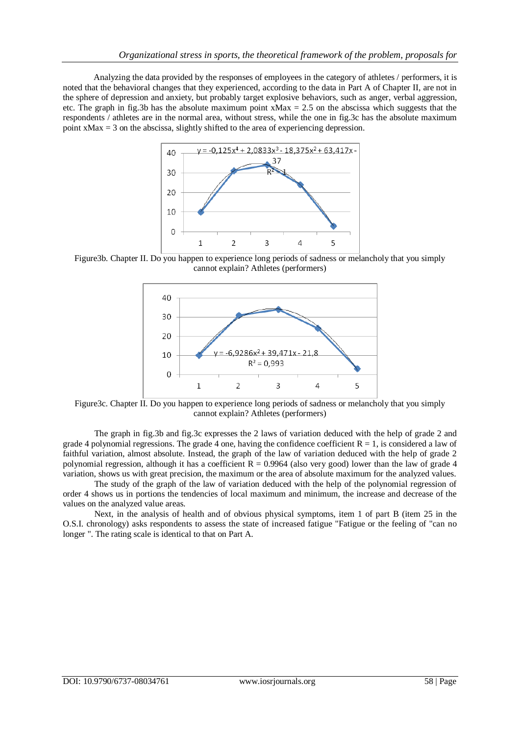Analyzing the data provided by the responses of employees in the category of athletes / performers, it is noted that the behavioral changes that they experienced, according to the data in Part A of Chapter II, are not in the sphere of depression and anxiety, but probably target explosive behaviors, such as anger, verbal aggression, etc. The graph in fig.3b has the absolute maximum point xMax = 2.5 on the abscissa which suggests that the respondents / athletes are in the normal area, without stress, while the one in fig.3c has the absolute maximum point xMax = 3 on the abscissa, slightly shifted to the area of experiencing depression.

$y = -0{,}125x^4 + 2{,}0833x^3 - 18{,}375x^2 + 63{,}417x - 37$

$R^2 = 1$

Figure3b. Chapter II. Do you happen to experience long periods of sadness or melancholy that you simply cannot explain? Athletes (performers)

$y = -6{,}9286x^2 + 39{,}471x - 21{,}8$

$R^2 = 0{,}993$

Figure3c. Chapter II. Do you happen to experience long periods of sadness or melancholy that you simply cannot explain? Athletes (performers)

The graph in fig.3b and fig.3c expresses the 2 laws of variation deduced with the help of grade 2 and grade 4 polynomial regressions. The grade 4 one, having the confidence coefficient R = 1, is considered a law of faithful variation, almost absolute. Instead, the graph of the law of variation deduced with the help of grade 2 polynomial regression, although it has a coefficient R = 0.9964 (also very good) lower than the law of grade 4 variation, shows us with great precision, the maximum or the area of absolute maximum for the analyzed values.

The study of the graph of the law of variation deduced with the help of the polynomial regression of order 4 shows us in portions the tendencies of local maximum and minimum, the increase and decrease of the values on the analyzed value areas.

Next, in the analysis of health and of obvious physical symptoms, item 1 of part B (item 25 in the O.S.I. chronology) asks respondents to assess the state of increased fatigue "Fatigue or the feeling of "can no longer ". The rating scale is identical to that on Part A.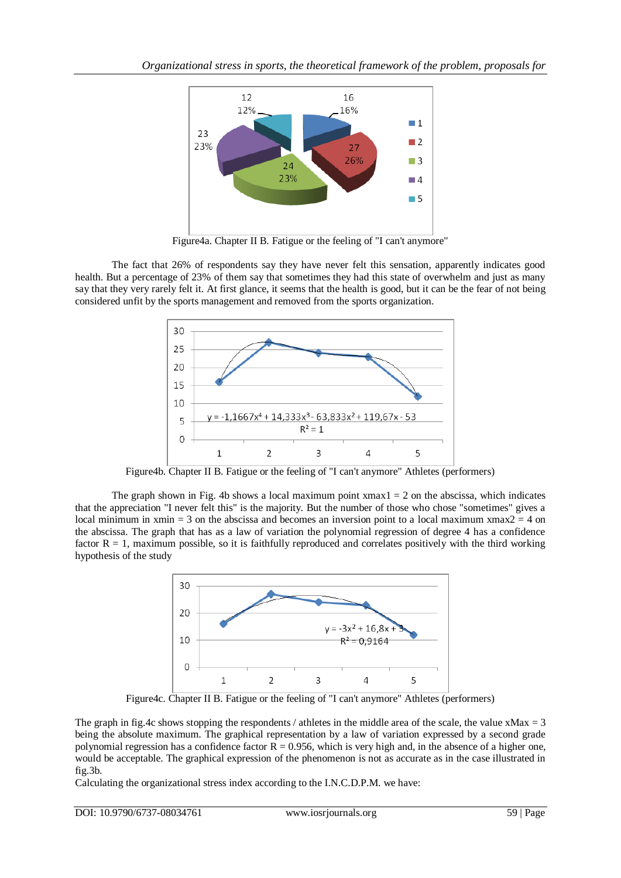Figure4a. Chapter II B. Fatigue or the feeling of "I can't anymore"

The fact that 26% of respondents say they have never felt this sensation, apparently indicates good health. But a percentage of 23% of them say that sometimes they had this state of overwhelm and just as many say that they very rarely felt it. At first glance, it seems that the health is good, but it can be the fear of not being considered unfit by the sports management and removed from the sports organization.

Figure4b. Chapter II B. Fatigue or the feeling of "I can't anymore" Athletes (performers)

The graph shown in Fig. 4b shows a local maximum point xmax1 = 2 on the abscissa, which indicates that the appreciation "I never felt this" is the majority. But the number of those who chose "sometimes" gives a local minimum in xmin = 3 on the abscissa and becomes an inversion point to a local maximum xmax2 = 4 on the abscissa. The graph that has as a law of variation the polynomial regression of degree 4 has a confidence factor R = 1, maximum possible, so it is faithfully reproduced and correlates positively with the third working hypothesis of the study

Figure4c. Chapter II B. Fatigue or the feeling of "I can't anymore" Athletes (performers)

The graph in fig.4c shows stopping the respondents / athletes in the middle area of the scale, the value xMax = 3 being the absolute maximum. The graphical representation by a law of variation expressed by a second grade polynomial regression has a confidence factor R = 0.956, which is very high and, in the absence of a higher one, would be acceptable. The graphical expression of the phenomenon is not as accurate as in the case illustrated in fig.3b.

Calculating the organizational stress index according to the I.N.C.D.P.M. we have: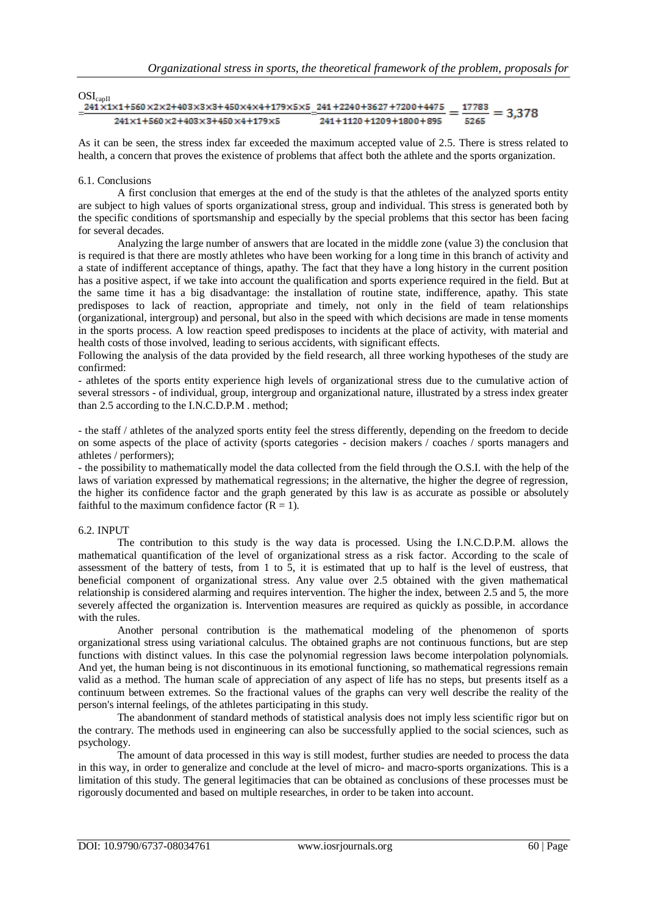$OSI_{capII}$

$$= \frac{241\times1\times1+560\times2\times2+403\times3\times3+450\times4\times4+179\times5\times5}{241\times1+560\times2+403\times3+450\times4+179\times5} = \frac{241+2240+3627+7200+4475}{241+1120+1209+1800+895} = \frac{17783}{5265} = 3{,}378$$

As it can be seen, the stress index far exceeded the maximum accepted value of 2.5. There is stress related to health, a concern that proves the existence of problems that affect both the athlete and the sports organization.

### 6.1. Conclusions

A first conclusion that emerges at the end of the study is that the athletes of the analyzed sports entity are subject to high values of sports organizational stress, group and individual. This stress is generated both by the specific conditions of sportsmanship and especially by the special problems that this sector has been facing for several decades.

Analyzing the large number of answers that are located in the middle zone (value 3) the conclusion that is required is that there are mostly athletes who have been working for a long time in this branch of activity and a state of indifferent acceptance of things, apathy. The fact that they have a long history in the current position has a positive aspect, if we take into account the qualification and sports experience required in the field. But at the same time it has a big disadvantage: the installation of routine state, indifference, apathy. This state predisposes to lack of reaction, appropriate and timely, not only in the field of team relationships (organizational, intergroup) and personal, but also in the speed with which decisions are made in tense moments in the sports process. A low reaction speed predisposes to incidents at the place of activity, with material and health costs of those involved, leading to serious accidents, with significant effects.

Following the analysis of the data provided by the field research, all three working hypotheses of the study are confirmed:

- athletes of the sports entity experience high levels of organizational stress due to the cumulative action of several stressors - of individual, group, intergroup and organizational nature, illustrated by a stress index greater than 2.5 according to the I.N.C.D.P.M . method;

- the staff / athletes of the analyzed sports entity feel the stress differently, depending on the freedom to decide on some aspects of the place of activity (sports categories - decision makers / coaches / sports managers and athletes / performers);

- the possibility to mathematically model the data collected from the field through the O.S.I. with the help of the laws of variation expressed by mathematical regressions; in the alternative, the higher the degree of regression, the higher its confidence factor and the graph generated by this law is as accurate as possible or absolutely faithful to the maximum confidence factor ($R = 1$).

### 6.2. INPUT

The contribution to this study is the way data is processed. Using the I.N.C.D.P.M. allows the mathematical quantification of the level of organizational stress as a risk factor. According to the scale of assessment of the battery of tests, from 1 to 5, it is estimated that up to half is the level of eustress, that beneficial component of organizational stress. Any value over 2.5 obtained with the given mathematical relationship is considered alarming and requires intervention. The higher the index, between 2.5 and 5, the more severely affected the organization is. Intervention measures are required as quickly as possible, in accordance with the rules.

Another personal contribution is the mathematical modeling of the phenomenon of sports organizational stress using variational calculus. The obtained graphs are not continuous functions, but are step functions with distinct values. In this case the polynomial regression laws become interpolation polynomials. And yet, the human being is not discontinuous in its emotional functioning, so mathematical regressions remain valid as a method. The human scale of appreciation of any aspect of life has no steps, but presents itself as a continuum between extremes. So the fractional values of the graphs can very well describe the reality of the person's internal feelings, of the athletes participating in this study.

The abandonment of standard methods of statistical analysis does not imply less scientific rigor but on the contrary. The methods used in engineering can also be successfully applied to the social sciences, such as psychology.

The amount of data processed in this way is still modest, further studies are needed to process the data in this way, in order to generalize and conclude at the level of micro- and macro-sports organizations. This is a limitation of this study. The general legitimacies that can be obtained as conclusions of these processes must be rigorously documented and based on multiple researches, in order to be taken into account.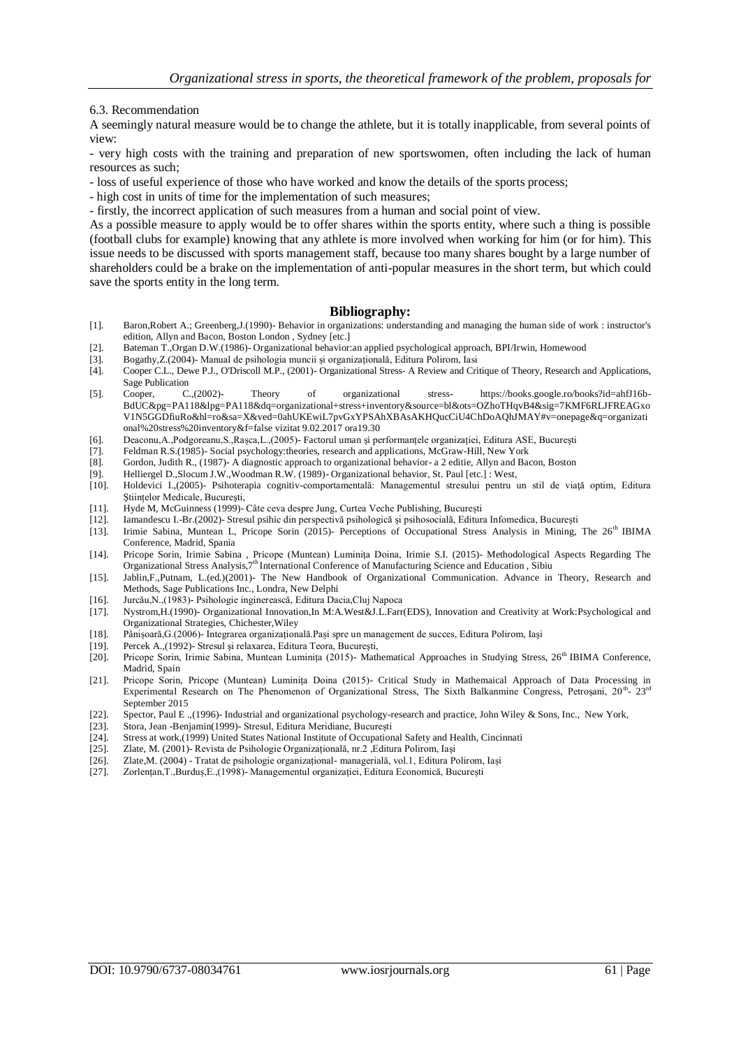6.3. Recommendation

A seemingly natural measure would be to change the athlete, but it is totally inapplicable, from several points of view:

- very high costs with the training and preparation of new sportswomen, often including the lack of human resources as such;
- loss of useful experience of those who have worked and know the details of the sports process;
- high cost in units of time for the implementation of such measures;
- firstly, the incorrect application of such measures from a human and social point of view.

As a possible measure to apply would be to offer shares within the sports entity, where such a thing is possible (football clubs for example) knowing that any athlete is more involved when working for him (or for him). This issue needs to be discussed with sports management staff, because too many shares bought by a large number of shareholders could be a brake on the implementation of anti-popular measures in the short term, but which could save the sports entity in the long term.

## Bibliography:

[1]. Baron,Robert A.; Greenberg,J.(1990)- Behavior in organizations: understanding and managing the human side of work : instructor's edition, Allyn and Bacon, Boston London , Sydney [etc.]

[2]. Bateman T.,Organ D.W.(1986)- Organizational behavior:an applied psychological approach, BPI/Irwin, Homewood

[3]. Bogathy,Z.(2004)- Manual de psihologia muncii și organizațională, Editura Polirom, Iasi

[4]. Cooper C.L., Dewe P.J., O'Driscoll M.P., (2001)- Organizational Stress- A Review and Critique of Theory, Research and Applications, Sage Publication

[5]. Cooper, C.,(2002)- Theory of organizational stress- https://books.google.ro/books?id=ahfJ16b-BdUC&pg=PA118&lpg=PA118&dq=organizational+stress+inventory&source=bl&ots=OZhoTHqvB4&sig=7KMF6RLJFREAGxoV1N5GGDfiuRo&hl=ro&sa=X&ved=0ahUKEwiL7pvGxYPSAhXBAsAKHQucCiU4ChDoAQhJMAY#v=onepage&q=organizational%20stress%20inventory&f=false vizitat 9.02.2017 ora19.30

[6]. Deaconu,A.,Podgoreanu,S.,Rașca,L.,(2005)- Factorul uman și performanțele organizației, Editura ASE, București

[7]. Feldman R.S.(1985)- Social psychology:theories, research and applications, McGraw-Hill, New York

[8]. Gordon, Judith R., (1987)- A diagnostic approach to organizational behavior- a 2 editie, Allyn and Bacon, Boston

[9]. Helliergel D.,Slocum J.W.,Woodman R.W. (1989)- Organizational behavior, St. Paul [etc.] : West,

[10]. Holdevici I.,(2005)- Psihoterapia cognitiv-comportamentală: Managementul stresului pentru un stil de viaţă optim, Editura Ştiinţelor Medicale, Bucureşti,

[11]. Hyde M, McGuinness (1999)- Câte ceva despre Jung, Curtea Veche Publishing, Bucureşti

[12]. Iamandescu I.-Br.(2002)- Stresul psihic din perspectivă psihologică și psihosocială, Editura Infomedica, Bucureşti

[13]. Irimie Sabina, Muntean L, Pricope Sorin (2015)- Perceptions of Occupational Stress Analysis in Mining, The 26th IBIMA Conference, Madrid, Spania

[14]. Pricope Sorin, Irimie Sabina , Pricope (Muntean) Luminița Doina, Irimie S.I. (2015)- Methodological Aspects Regarding The Organizational Stress Analysis,7th International Conference of Manufacturing Science and Education , Sibiu

[15]. Jablin,F.,Putnam, L.(ed.)(2001)- The New Handbook of Organizational Communication. Advance in Theory, Research and Methods, Sage Publications Inc., Londra, New Delphi

[16]. Jurcău,N.,(1983)- Psihologie inginerească, Editura Dacia,Cluj Napoca

[17]. Nystrom,H.(1990)- Organizational Innovation,In M:A.West&J.L.Farr(EDS), Innovation and Creativity at Work:Psychological and Organizational Strategies, Chichester,Wiley

[18]. Pânișoară,G.(2006)- Integrarea organizațională.Pași spre un management de succes, Editura Polirom, Iași

[19]. Percek A.,(1992)- Stresul şi relaxarea, Editura Teora, Bucureşti,

[20]. Pricope Sorin, Irimie Sabina, Muntean Luminița (2015)- Mathematical Approaches in Studying Stress, 26th IBIMA Conference, Madrid, Spain

[21]. Pricope Sorin, Pricope (Muntean) Luminița Doina (2015)- Critical Study in Mathemaical Approach of Data Processing in Experimental Research on The Phenomenon of Organizational Stress, The Sixth Balkanmine Congress, Petroșani, 20th- 23rd September 2015

[22]. Spector, Paul E .,(1996)- Industrial and organizational psychology-research and practice, John Wiley & Sons, Inc., New York,

[23]. Stora, Jean -Benjamin(1999)- Stresul, Editura Meridiane, București

[24]. Stress at work,(1999) United States National Institute of Occupational Safety and Health, Cincinnati

[25]. Zlate, M. (2001)- Revista de Psihologie Organizațională, nr.2 ,Editura Polirom, Iași

[26]. Zlate,M. (2004) - Tratat de psihologie organizațional- managerială, vol.1, Editura Polirom, Iași

[27]. Zorlențan,T.,Burduș,E.,(1998)- Managementul organizației, Editura Economică, București